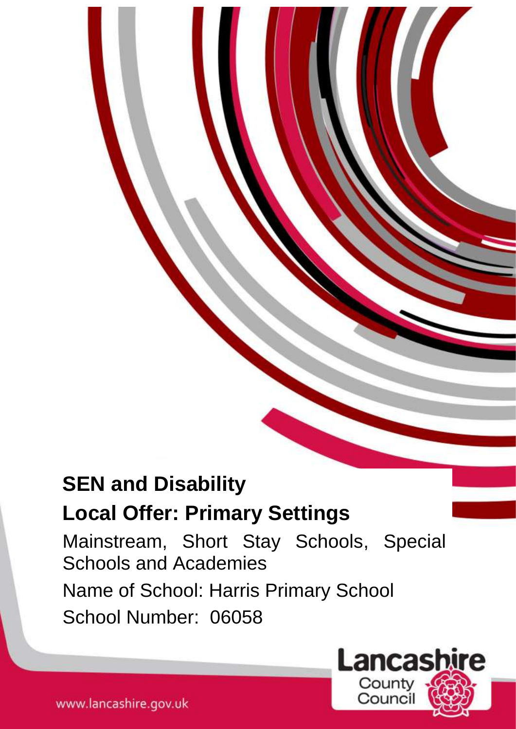## SEN and Disability

## Local Offer: Primary Settings

Mainstream, Short Stay Schools, Special Schools and Academies

Name of School: Harris Primary School

School Number: 06058

Lancashire County Council

www.lancashire.gov.uk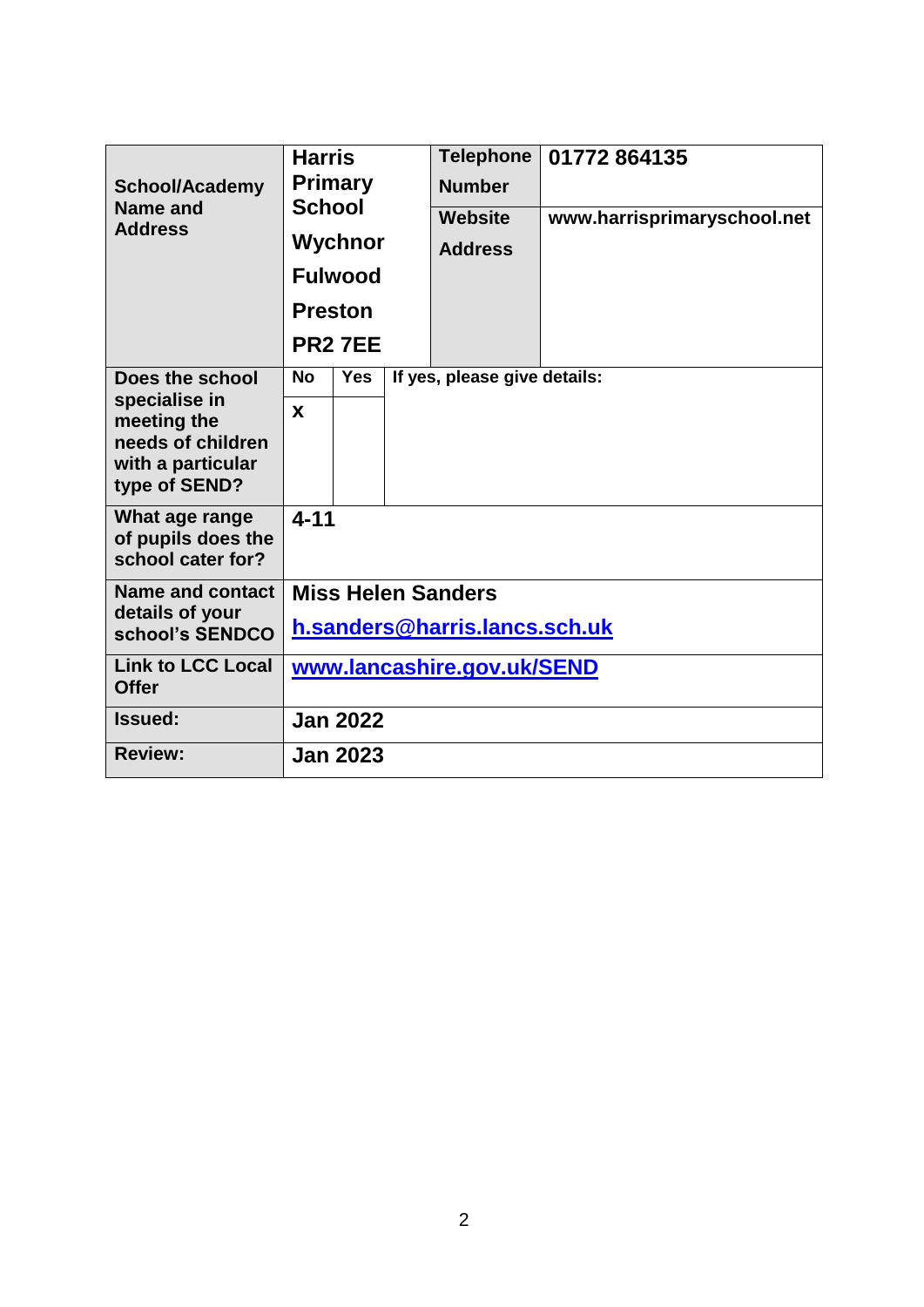| | | | | | |
|---|---|---|---|---|---|
| **School/Academy Name and Address** | **Harris Primary School**<br>**Wychnor**<br>**Fulwood**<br>**Preston**<br>**PR2 7EE** | | | **Telephone Number** | **01772 864135** |
| | | | | **Website Address** | **www.harrisprimaryschool.net** |
| **Does the school specialise in meeting the needs of children with a particular type of SEND?** | **No** | **Yes** | **If yes, please give details:** | | |
| | **x** | | | | |
| **What age range of pupils does the school cater for?** | **4-11** | | | | |
| **Name and contact details of your school's SENDCO** | **Miss Helen Sanders**<br>**h.sanders@harris.lancs.sch.uk** | | | | |
| **Link to LCC Local Offer** | **www.lancashire.gov.uk/SEND** | | | | |
| **Issued:** | **Jan 2022** | | | | |
| **Review:** | **Jan 2023** | | | | |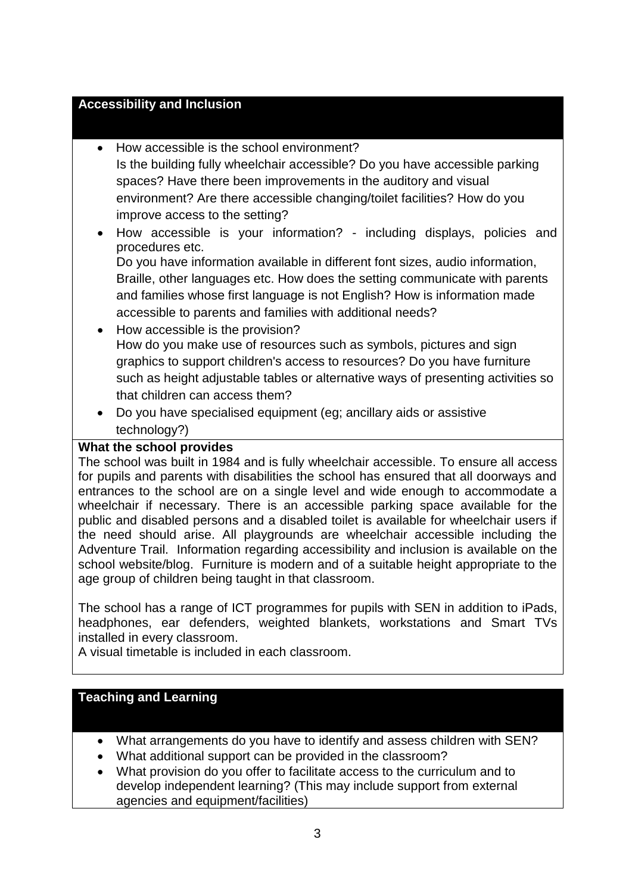## Accessibility and Inclusion

- How accessible is the school environment?
  Is the building fully wheelchair accessible? Do you have accessible parking spaces? Have there been improvements in the auditory and visual environment? Are there accessible changing/toilet facilities? How do you improve access to the setting?
- How accessible is your information? - including displays, policies and procedures etc.
  Do you have information available in different font sizes, audio information, Braille, other languages etc. How does the setting communicate with parents and families whose first language is not English? How is information made accessible to parents and families with additional needs?
- How accessible is the provision?
  How do you make use of resources such as symbols, pictures and sign graphics to support children's access to resources? Do you have furniture such as height adjustable tables or alternative ways of presenting activities so that children can access them?
- Do you have specialised equipment (eg; ancillary aids or assistive technology?)

**What the school provides**

The school was built in 1984 and is fully wheelchair accessible. To ensure all access for pupils and parents with disabilities the school has ensured that all doorways and entrances to the school are on a single level and wide enough to accommodate a wheelchair if necessary. There is an accessible parking space available for the public and disabled persons and a disabled toilet is available for wheelchair users if the need should arise. All playgrounds are wheelchair accessible including the Adventure Trail. Information regarding accessibility and inclusion is available on the school website/blog. Furniture is modern and of a suitable height appropriate to the age group of children being taught in that classroom.

The school has a range of ICT programmes for pupils with SEN in addition to iPads, headphones, ear defenders, weighted blankets, workstations and Smart TVs installed in every classroom.
A visual timetable is included in each classroom.

## Teaching and Learning

- What arrangements do you have to identify and assess children with SEN?
- What additional support can be provided in the classroom?
- What provision do you offer to facilitate access to the curriculum and to develop independent learning? (This may include support from external agencies and equipment/facilities)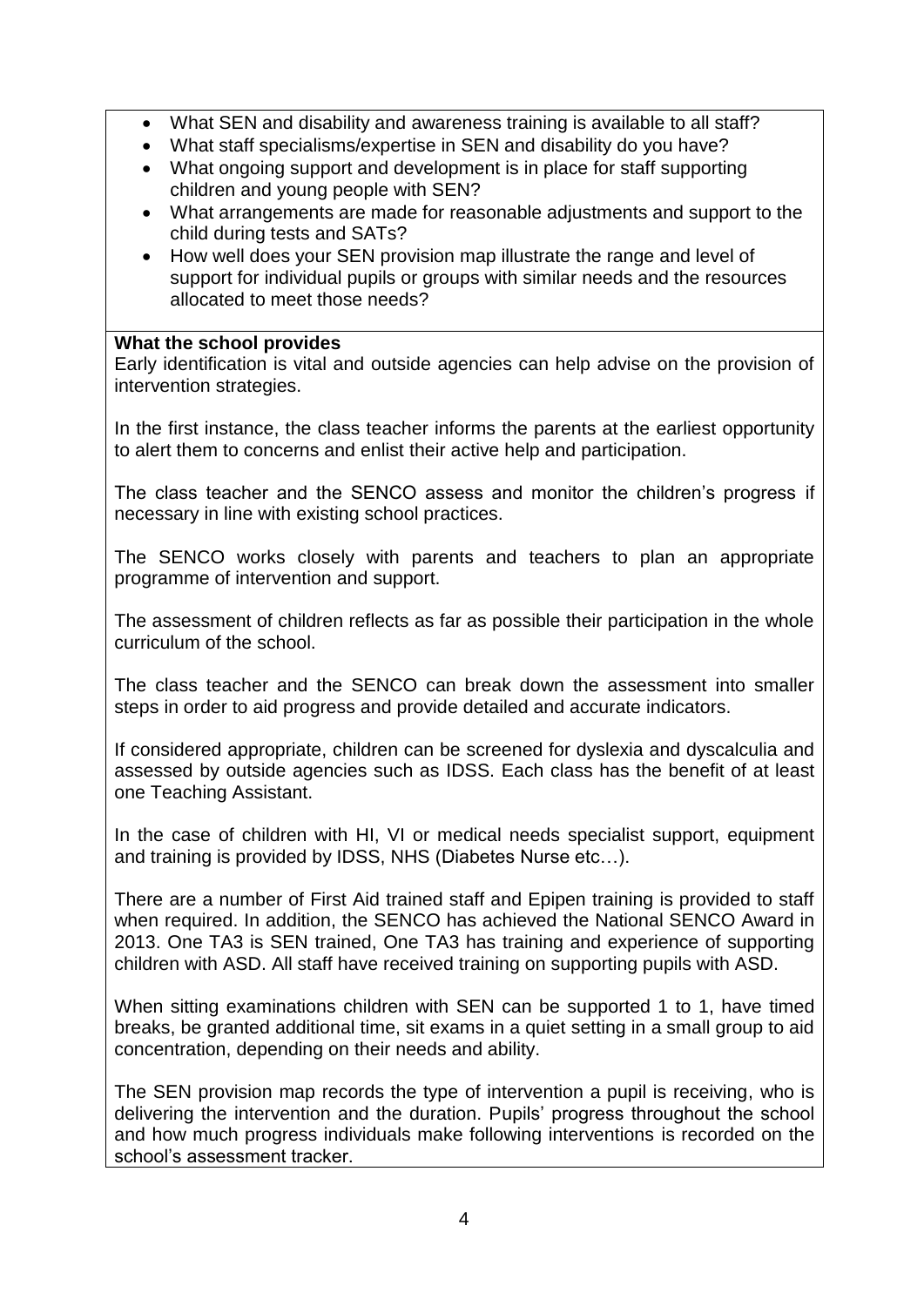- What SEN and disability and awareness training is available to all staff?
- What staff specialisms/expertise in SEN and disability do you have?
- What ongoing support and development is in place for staff supporting children and young people with SEN?
- What arrangements are made for reasonable adjustments and support to the child during tests and SATs?
- How well does your SEN provision map illustrate the range and level of support for individual pupils or groups with similar needs and the resources allocated to meet those needs?

**What the school provides**

Early identification is vital and outside agencies can help advise on the provision of intervention strategies.

In the first instance, the class teacher informs the parents at the earliest opportunity to alert them to concerns and enlist their active help and participation.

The class teacher and the SENCO assess and monitor the children's progress if necessary in line with existing school practices.

The SENCO works closely with parents and teachers to plan an appropriate programme of intervention and support.

The assessment of children reflects as far as possible their participation in the whole curriculum of the school.

The class teacher and the SENCO can break down the assessment into smaller steps in order to aid progress and provide detailed and accurate indicators.

If considered appropriate, children can be screened for dyslexia and dyscalculia and assessed by outside agencies such as IDSS. Each class has the benefit of at least one Teaching Assistant.

In the case of children with HI, VI or medical needs specialist support, equipment and training is provided by IDSS, NHS (Diabetes Nurse etc…).

There are a number of First Aid trained staff and Epipen training is provided to staff when required. In addition, the SENCO has achieved the National SENCO Award in 2013. One TA3 is SEN trained, One TA3 has training and experience of supporting children with ASD. All staff have received training on supporting pupils with ASD.

When sitting examinations children with SEN can be supported 1 to 1, have timed breaks, be granted additional time, sit exams in a quiet setting in a small group to aid concentration, depending on their needs and ability.

The SEN provision map records the type of intervention a pupil is receiving, who is delivering the intervention and the duration. Pupils' progress throughout the school and how much progress individuals make following interventions is recorded on the school's assessment tracker.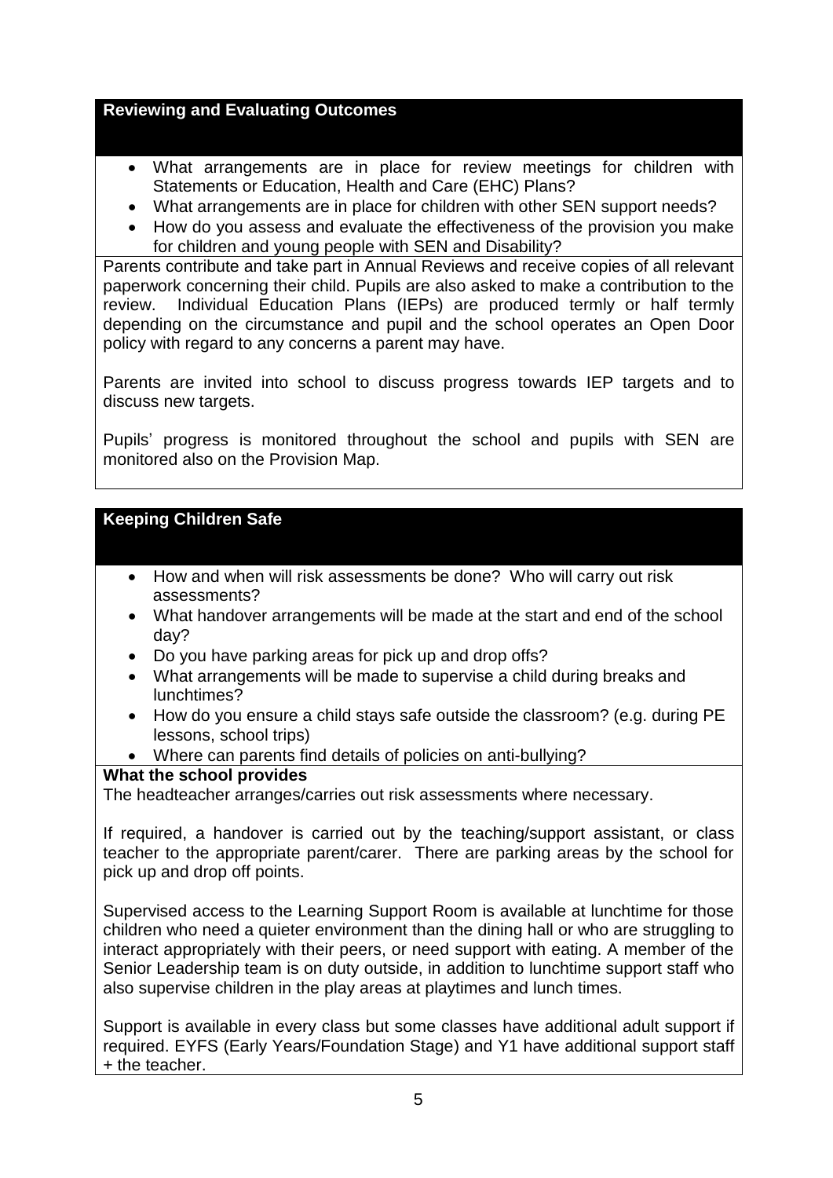## Reviewing and Evaluating Outcomes

- What arrangements are in place for review meetings for children with Statements or Education, Health and Care (EHC) Plans?
- What arrangements are in place for children with other SEN support needs?
- How do you assess and evaluate the effectiveness of the provision you make for children and young people with SEN and Disability?

Parents contribute and take part in Annual Reviews and receive copies of all relevant paperwork concerning their child. Pupils are also asked to make a contribution to the review. Individual Education Plans (IEPs) are produced termly or half termly depending on the circumstance and pupil and the school operates an Open Door policy with regard to any concerns a parent may have.

Parents are invited into school to discuss progress towards IEP targets and to discuss new targets.

Pupils' progress is monitored throughout the school and pupils with SEN are monitored also on the Provision Map.

## Keeping Children Safe

- How and when will risk assessments be done? Who will carry out risk assessments?
- What handover arrangements will be made at the start and end of the school day?
- Do you have parking areas for pick up and drop offs?
- What arrangements will be made to supervise a child during breaks and lunchtimes?
- How do you ensure a child stays safe outside the classroom? (e.g. during PE lessons, school trips)
- Where can parents find details of policies on anti-bullying?

**What the school provides**

The headteacher arranges/carries out risk assessments where necessary.

If required, a handover is carried out by the teaching/support assistant, or class teacher to the appropriate parent/carer. There are parking areas by the school for pick up and drop off points.

Supervised access to the Learning Support Room is available at lunchtime for those children who need a quieter environment than the dining hall or who are struggling to interact appropriately with their peers, or need support with eating. A member of the Senior Leadership team is on duty outside, in addition to lunchtime support staff who also supervise children in the play areas at playtimes and lunch times.

Support is available in every class but some classes have additional adult support if required. EYFS (Early Years/Foundation Stage) and Y1 have additional support staff + the teacher.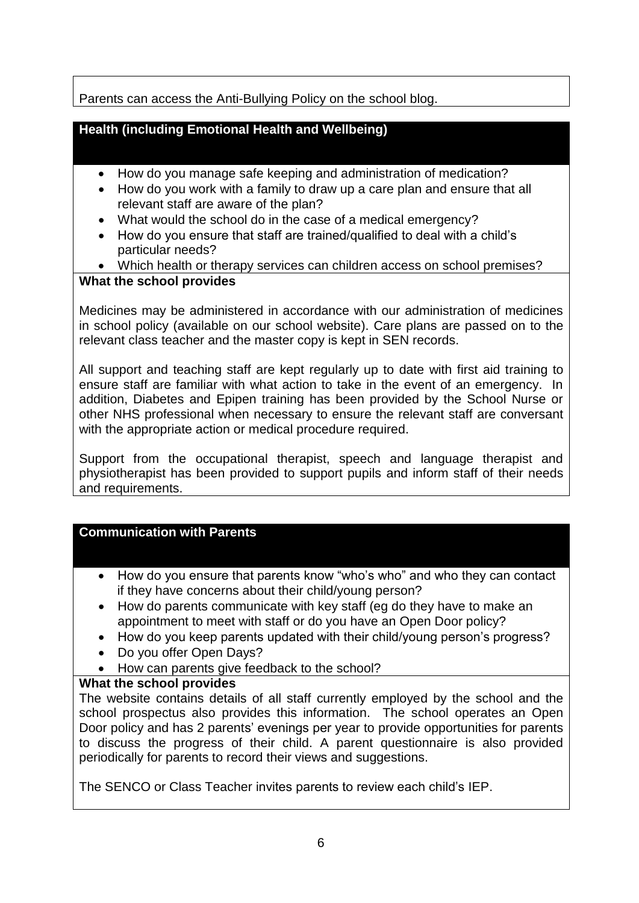Parents can access the Anti-Bullying Policy on the school blog.

## Health (including Emotional Health and Wellbeing)

- How do you manage safe keeping and administration of medication?
- How do you work with a family to draw up a care plan and ensure that all relevant staff are aware of the plan?
- What would the school do in the case of a medical emergency?
- How do you ensure that staff are trained/qualified to deal with a child's particular needs?
- Which health or therapy services can children access on school premises?

**What the school provides**

Medicines may be administered in accordance with our administration of medicines in school policy (available on our school website). Care plans are passed on to the relevant class teacher and the master copy is kept in SEN records.

All support and teaching staff are kept regularly up to date with first aid training to ensure staff are familiar with what action to take in the event of an emergency. In addition, Diabetes and Epipen training has been provided by the School Nurse or other NHS professional when necessary to ensure the relevant staff are conversant with the appropriate action or medical procedure required.

Support from the occupational therapist, speech and language therapist and physiotherapist has been provided to support pupils and inform staff of their needs and requirements.

## Communication with Parents

- How do you ensure that parents know "who's who" and who they can contact if they have concerns about their child/young person?
- How do parents communicate with key staff (eg do they have to make an appointment to meet with staff or do you have an Open Door policy?
- How do you keep parents updated with their child/young person's progress?
- Do you offer Open Days?
- How can parents give feedback to the school?

**What the school provides**

The website contains details of all staff currently employed by the school and the school prospectus also provides this information. The school operates an Open Door policy and has 2 parents' evenings per year to provide opportunities for parents to discuss the progress of their child. A parent questionnaire is also provided periodically for parents to record their views and suggestions.

The SENCO or Class Teacher invites parents to review each child's IEP.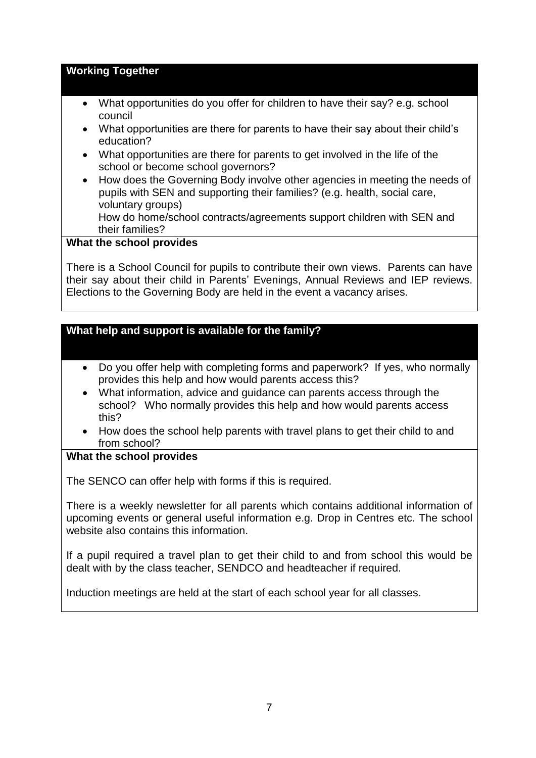## Working Together

- What opportunities do you offer for children to have their say? e.g. school council
- What opportunities are there for parents to have their say about their child's education?
- What opportunities are there for parents to get involved in the life of the school or become school governors?
- How does the Governing Body involve other agencies in meeting the needs of pupils with SEN and supporting their families? (e.g. health, social care, voluntary groups)
  How do home/school contracts/agreements support children with SEN and their families?

**What the school provides**

There is a School Council for pupils to contribute their own views. Parents can have their say about their child in Parents' Evenings, Annual Reviews and IEP reviews. Elections to the Governing Body are held in the event a vacancy arises.

## What help and support is available for the family?

- Do you offer help with completing forms and paperwork? If yes, who normally provides this help and how would parents access this?
- What information, advice and guidance can parents access through the school? Who normally provides this help and how would parents access this?
- How does the school help parents with travel plans to get their child to and from school?

**What the school provides**

The SENCO can offer help with forms if this is required.

There is a weekly newsletter for all parents which contains additional information of upcoming events or general useful information e.g. Drop in Centres etc. The school website also contains this information.

If a pupil required a travel plan to get their child to and from school this would be dealt with by the class teacher, SENDCO and headteacher if required.

Induction meetings are held at the start of each school year for all classes.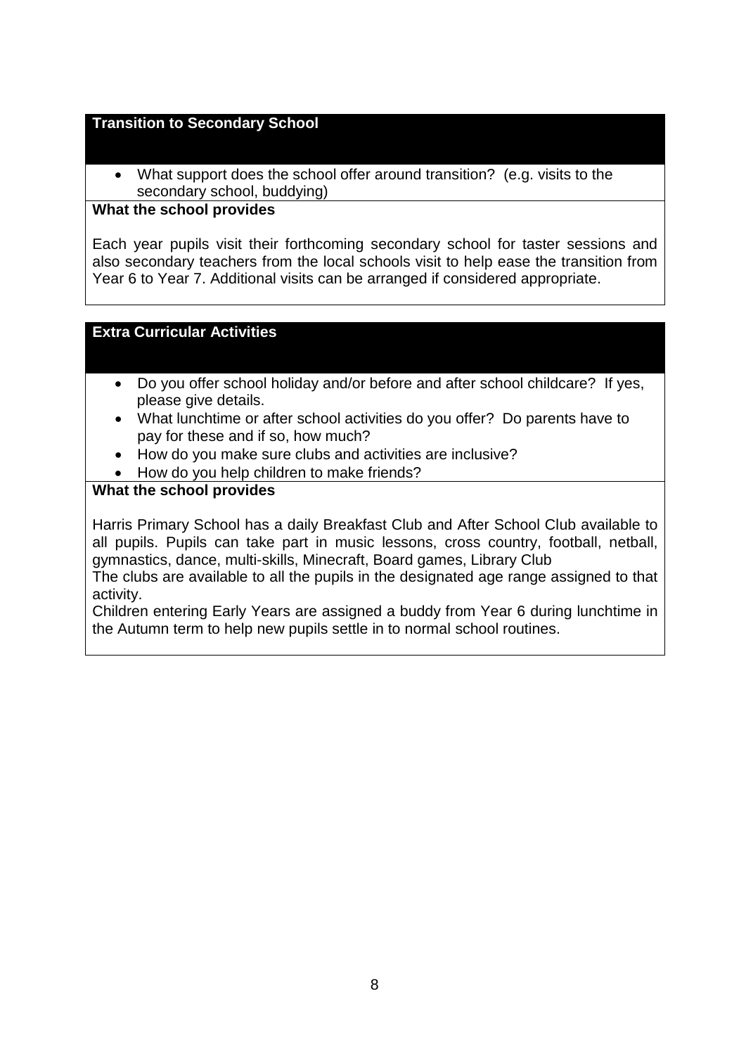## Transition to Secondary School

- What support does the school offer around transition? (e.g. visits to the secondary school, buddying)

**What the school provides**

Each year pupils visit their forthcoming secondary school for taster sessions and also secondary teachers from the local schools visit to help ease the transition from Year 6 to Year 7. Additional visits can be arranged if considered appropriate.

## Extra Curricular Activities

- Do you offer school holiday and/or before and after school childcare? If yes, please give details.
- What lunchtime or after school activities do you offer? Do parents have to pay for these and if so, how much?
- How do you make sure clubs and activities are inclusive?
- How do you help children to make friends?

**What the school provides**

Harris Primary School has a daily Breakfast Club and After School Club available to all pupils. Pupils can take part in music lessons, cross country, football, netball, gymnastics, dance, multi-skills, Minecraft, Board games, Library Club
The clubs are available to all the pupils in the designated age range assigned to that activity.
Children entering Early Years are assigned a buddy from Year 6 during lunchtime in the Autumn term to help new pupils settle in to normal school routines.